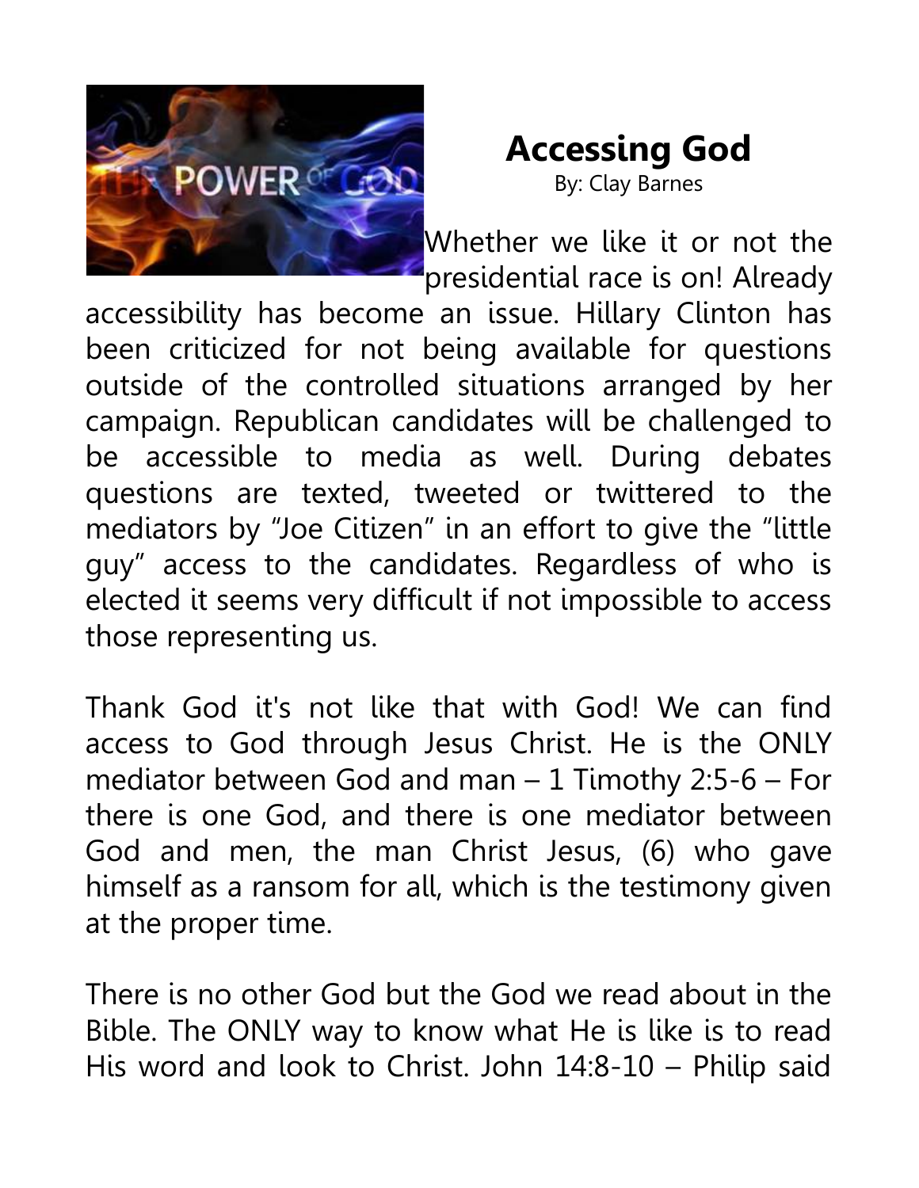# Accessing God

By: Clay Barnes

Whether we like it or not the presidential race is on! Already accessibility has become an issue. Hillary Clinton has been criticized for not being available for questions outside of the controlled situations arranged by her campaign. Republican candidates will be challenged to be accessible to media as well. During debates questions are texted, tweeted or twittered to the mediators by "Joe Citizen" in an effort to give the "little guy" access to the candidates. Regardless of who is elected it seems very difficult if not impossible to access those representing us.

Thank God it's not like that with God! We can find access to God through Jesus Christ. He is the ONLY mediator between God and man – 1 Timothy 2:5-6 – For there is one God, and there is one mediator between God and men, the man Christ Jesus, (6) who gave himself as a ransom for all, which is the testimony given at the proper time.

There is no other God but the God we read about in the Bible. The ONLY way to know what He is like is to read His word and look to Christ. John 14:8-10 – Philip said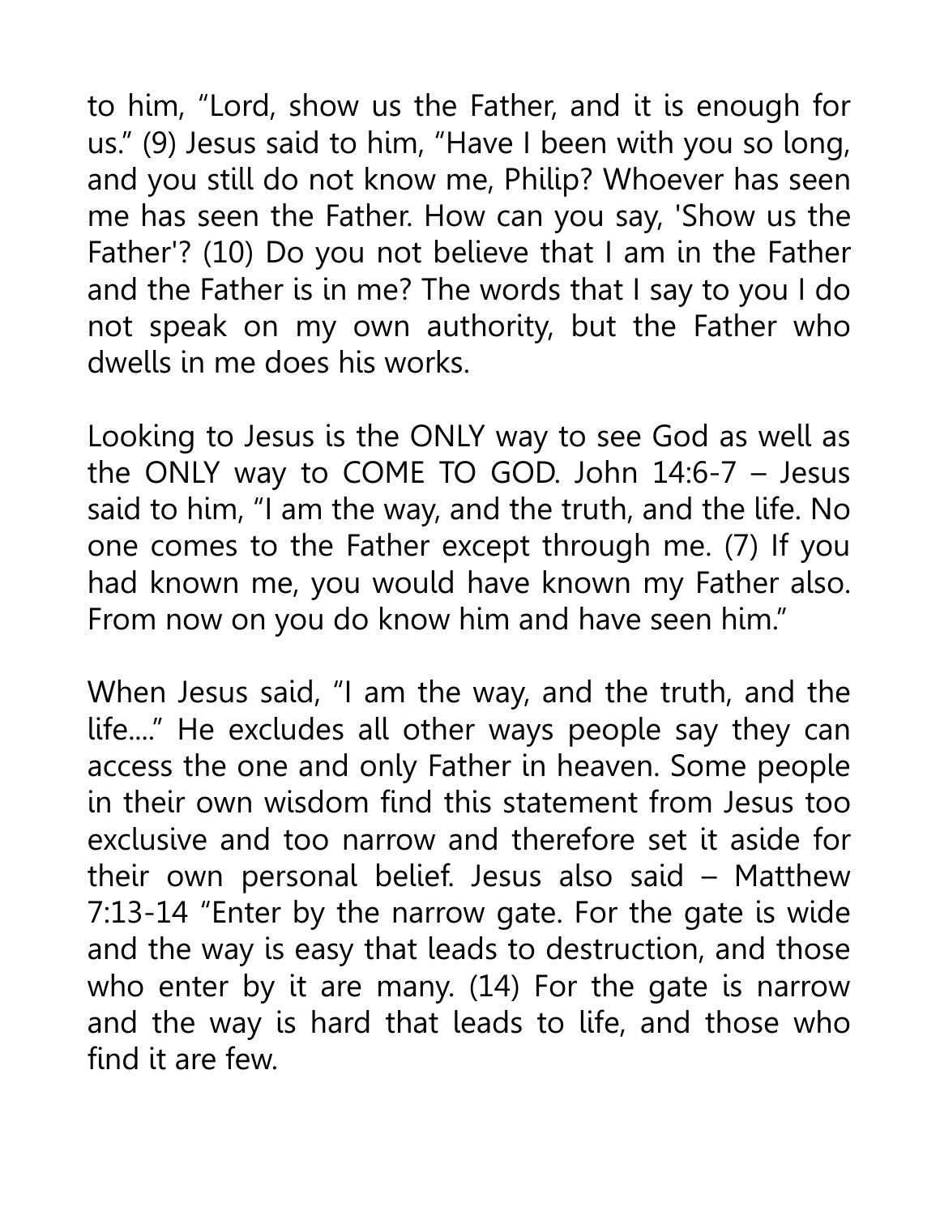to him, “Lord, show us the Father, and it is enough for us.” (9) Jesus said to him, “Have I been with you so long, and you still do not know me, Philip? Whoever has seen me has seen the Father. How can you say, 'Show us the Father'? (10) Do you not believe that I am in the Father and the Father is in me? The words that I say to you I do not speak on my own authority, but the Father who dwells in me does his works.

Looking to Jesus is the ONLY way to see God as well as the ONLY way to COME TO GOD. John 14:6-7 – Jesus said to him, “I am the way, and the truth, and the life. No one comes to the Father except through me. (7) If you had known me, you would have known my Father also. From now on you do know him and have seen him.”

When Jesus said, “I am the way, and the truth, and the life....” He excludes all other ways people say they can access the one and only Father in heaven. Some people in their own wisdom find this statement from Jesus too exclusive and too narrow and therefore set it aside for their own personal belief. Jesus also said – Matthew 7:13-14 “Enter by the narrow gate. For the gate is wide and the way is easy that leads to destruction, and those who enter by it are many. (14) For the gate is narrow and the way is hard that leads to life, and those who find it are few.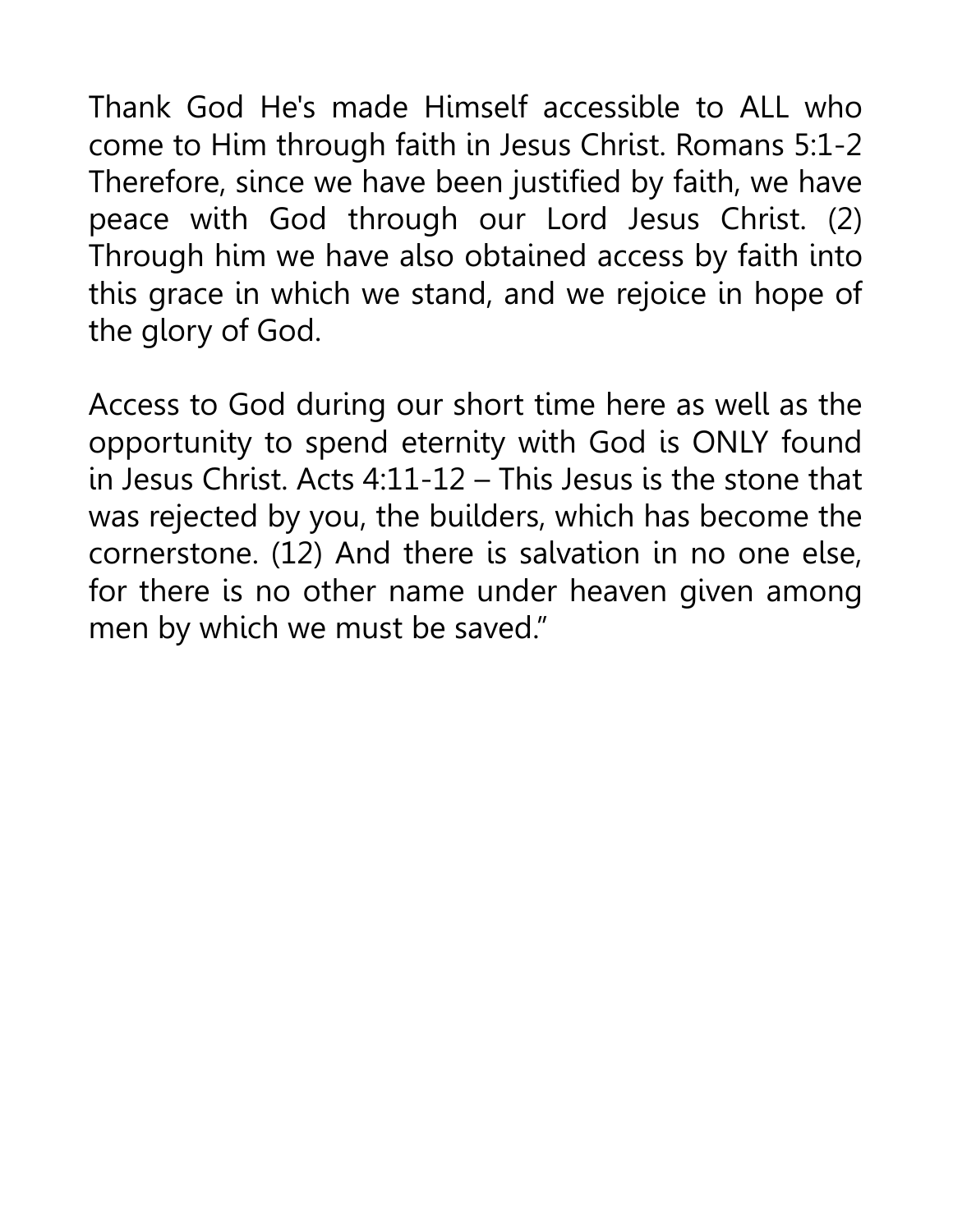Thank God He's made Himself accessible to ALL who come to Him through faith in Jesus Christ. Romans 5:1-2 Therefore, since we have been justified by faith, we have peace with God through our Lord Jesus Christ. (2) Through him we have also obtained access by faith into this grace in which we stand, and we rejoice in hope of the glory of God.

Access to God during our short time here as well as the opportunity to spend eternity with God is ONLY found in Jesus Christ. Acts 4:11-12 – This Jesus is the stone that was rejected by you, the builders, which has become the cornerstone. (12) And there is salvation in no one else, for there is no other name under heaven given among men by which we must be saved."